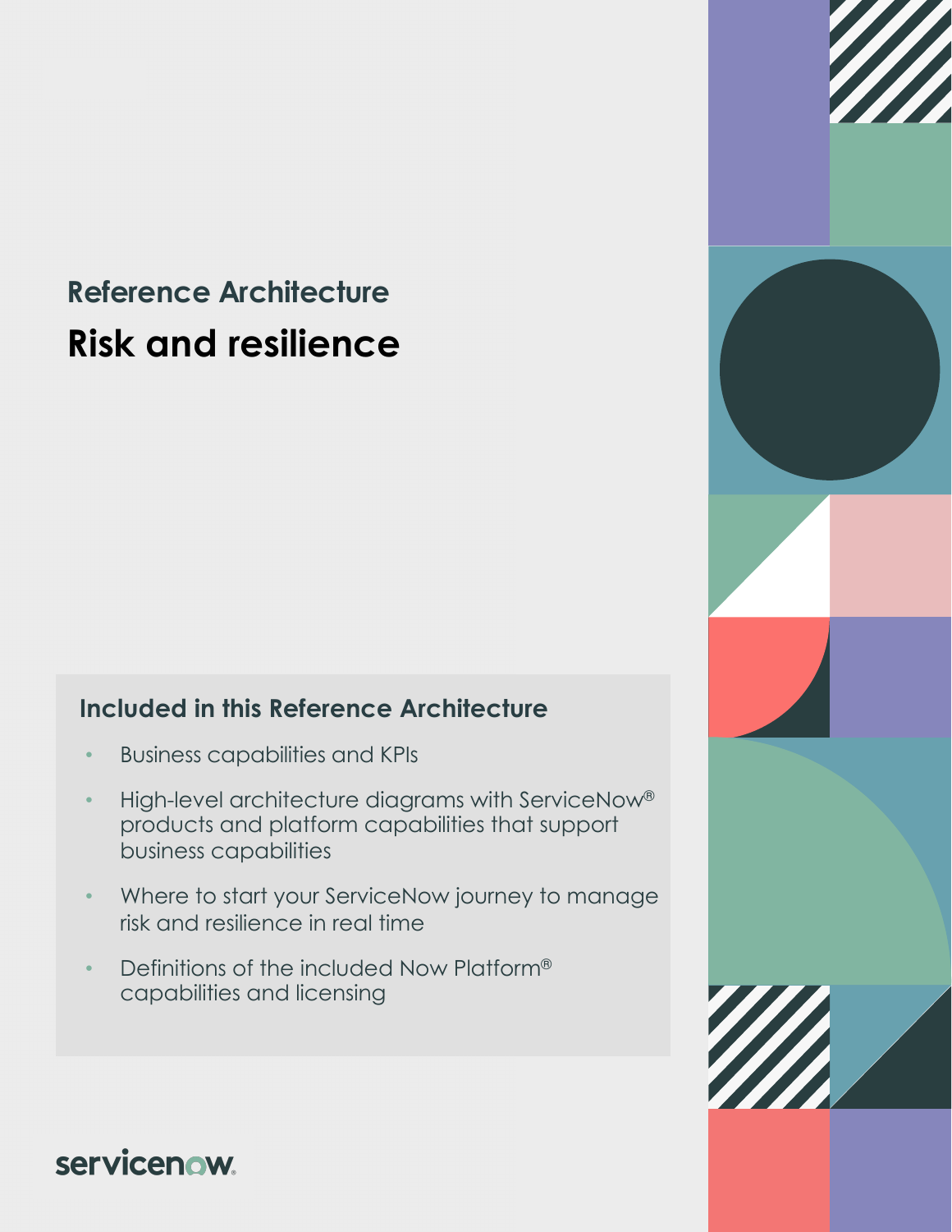## Reference Architecture

# Risk and resilience

### Included in this Reference Architecture

- Business capabilities and KPIs
- High-level architecture diagrams with ServiceNow® products and platform capabilities that support business capabilities
- Where to start your ServiceNow journey to manage risk and resilience in real time
- Definitions of the included Now Platform® capabilities and licensing

servicenow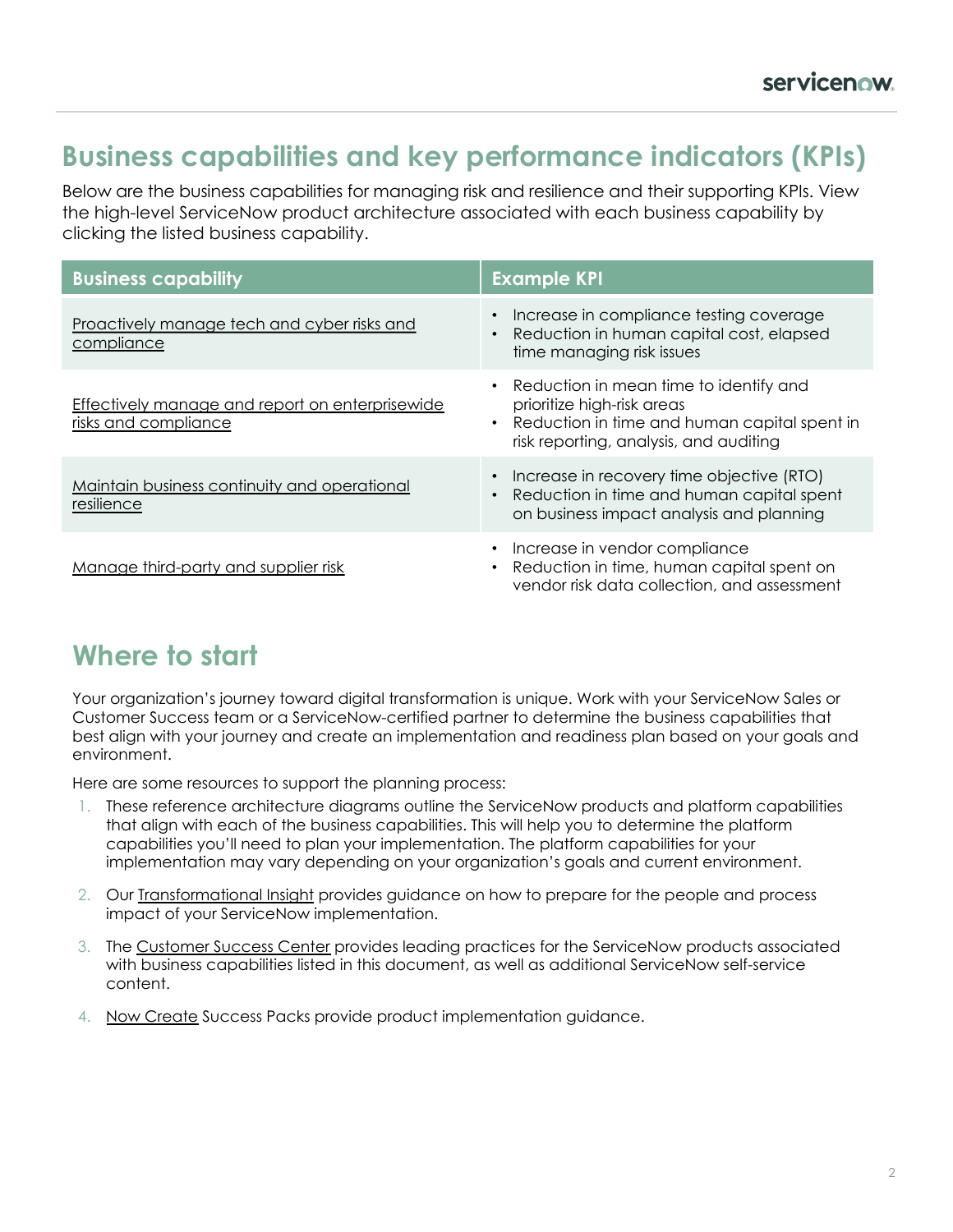## Business capabilities and key performance indicators (KPIs)

Below are the business capabilities for managing risk and resilience and their supporting KPIs. View the high-level ServiceNow product architecture associated with each business capability by clicking the listed business capability.

| Business capability | Example KPI |
|---|---|
| Proactively manage tech and cyber risks and compliance | • Increase in compliance testing coverage<br>• Reduction in human capital cost, elapsed time managing risk issues |
| Effectively manage and report on enterprisewide risks and compliance | • Reduction in mean time to identify and prioritize high-risk areas<br>• Reduction in time and human capital spent in risk reporting, analysis, and auditing |
| Maintain business continuity and operational resilience | • Increase in recovery time objective (RTO)<br>• Reduction in time and human capital spent on business impact analysis and planning |
| Manage third-party and supplier risk | • Increase in vendor compliance<br>• Reduction in time, human capital spent on vendor risk data collection, and assessment |

## Where to start

Your organization's journey toward digital transformation is unique. Work with your ServiceNow Sales or Customer Success team or a ServiceNow-certified partner to determine the business capabilities that best align with your journey and create an implementation and readiness plan based on your goals and environment.

Here are some resources to support the planning process:

1. These reference architecture diagrams outline the ServiceNow products and platform capabilities that align with each of the business capabilities. This will help you to determine the platform capabilities you'll need to plan your implementation. The platform capabilities for your implementation may vary depending on your organization's goals and current environment.
2. Our Transformational Insight provides guidance on how to prepare for the people and process impact of your ServiceNow implementation.
3. The Customer Success Center provides leading practices for the ServiceNow products associated with business capabilities listed in this document, as well as additional ServiceNow self-service content.
4. Now Create Success Packs provide product implementation guidance.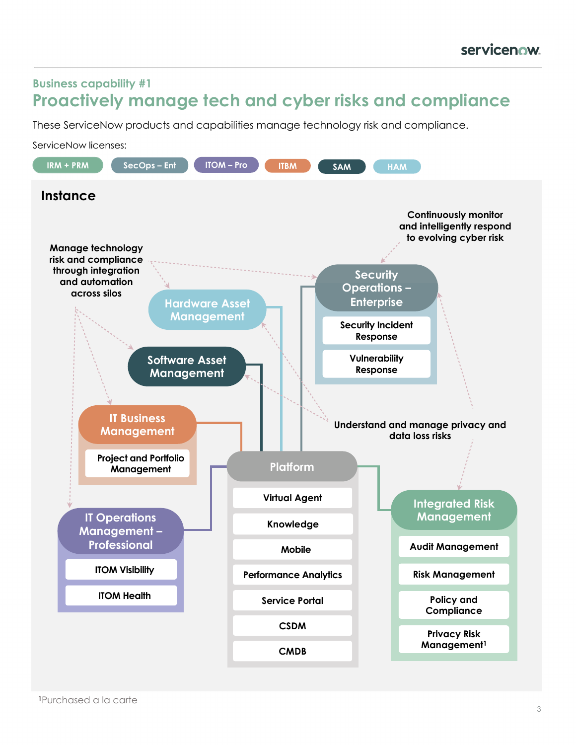## Business capability #1

# Proactively manage tech and cyber risks and compliance

These ServiceNow products and capabilities manage technology risk and compliance.

ServiceNow licenses:

IRM + PRM | SecOps – Ent | ITOM – Pro | ITBM | SAM | HAM

### Instance

Manage technology risk and compliance through integration and automation across silos

Continuously monitor and intelligently respond to evolving cyber risk

Understand and manage privacy and data loss risks

**Security Operations – Enterprise**
- Security Incident Response
- Vulnerability Response

**Hardware Asset Management**

**Software Asset Management**

**IT Business Management**
- Project and Portfolio Management

**IT Operations Management – Professional**
- ITOM Visibility
- ITOM Health

**Platform**
- Virtual Agent
- Knowledge
- Mobile
- Performance Analytics
- Service Portal
- CSDM
- CMDB

**Integrated Risk Management**
- Audit Management
- Risk Management
- Policy and Compliance
- Privacy Risk Management[1]

[1]Purchased a la carte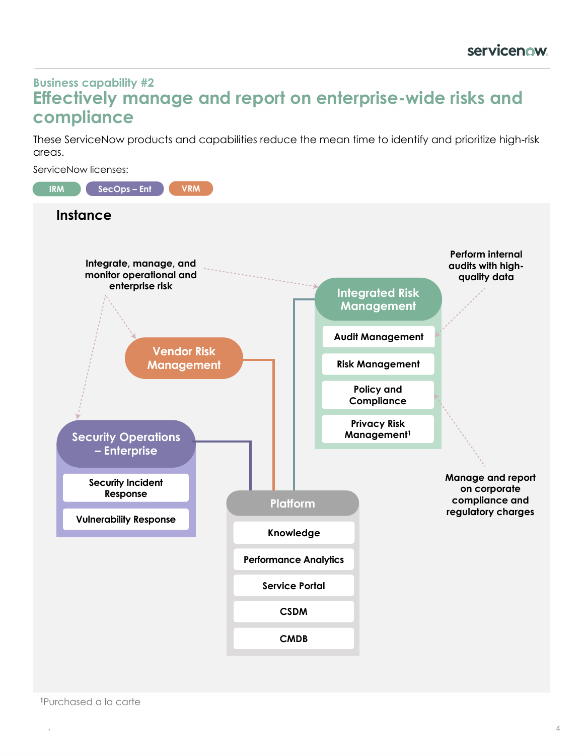## Business capability #2

# Effectively manage and report on enterprise-wide risks and compliance

These ServiceNow products and capabilities reduce the mean time to identify and prioritize high-risk areas.

ServiceNow licenses:

IRM | SecOps – Ent | VRM

### Instance

Integrate, manage, and monitor operational and enterprise risk

Perform internal audits with high-quality data

**Integrated Risk Management**
- Audit Management
- Risk Management
- Policy and Compliance
- Privacy Risk Management[1]

**Vendor Risk Management**

**Security Operations – Enterprise**
- Security Incident Response
- Vulnerability Response

Manage and report on corporate compliance and regulatory charges

**Platform**
- Knowledge
- Performance Analytics
- Service Portal
- CSDM
- CMDB

[1]Purchased a la carte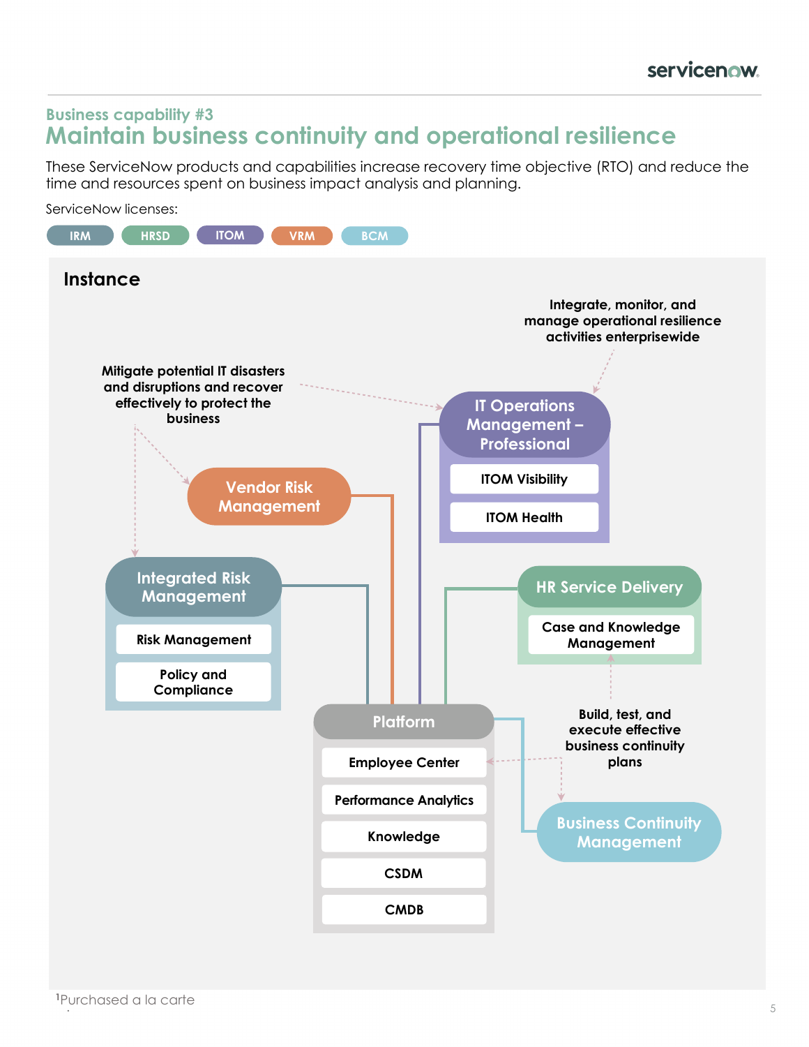Business capability #3

# Maintain business continuity and operational resilience

These ServiceNow products and capabilities increase recovery time objective (RTO) and reduce the time and resources spent on business impact analysis and planning.

ServiceNow licenses:

IRM | HRSD | ITOM | VRM | BCM

## Instance

**Integrate, monitor, and manage operational resilience activities enterprisewide**

**Mitigate potential IT disasters and disruptions and recover effectively to protect the business**

**IT Operations Management – Professional**
- ITOM Visibility
- ITOM Health

**Vendor Risk Management**

**Integrated Risk Management**
- Risk Management
- Policy and Compliance

**HR Service Delivery**
- Case and Knowledge Management

**Build, test, and execute effective business continuity plans**

**Platform**
- Employee Center
- Performance Analytics
- Knowledge
- CSDM
- CMDB

**Business Continuity Management**

[1]Purchased a la carte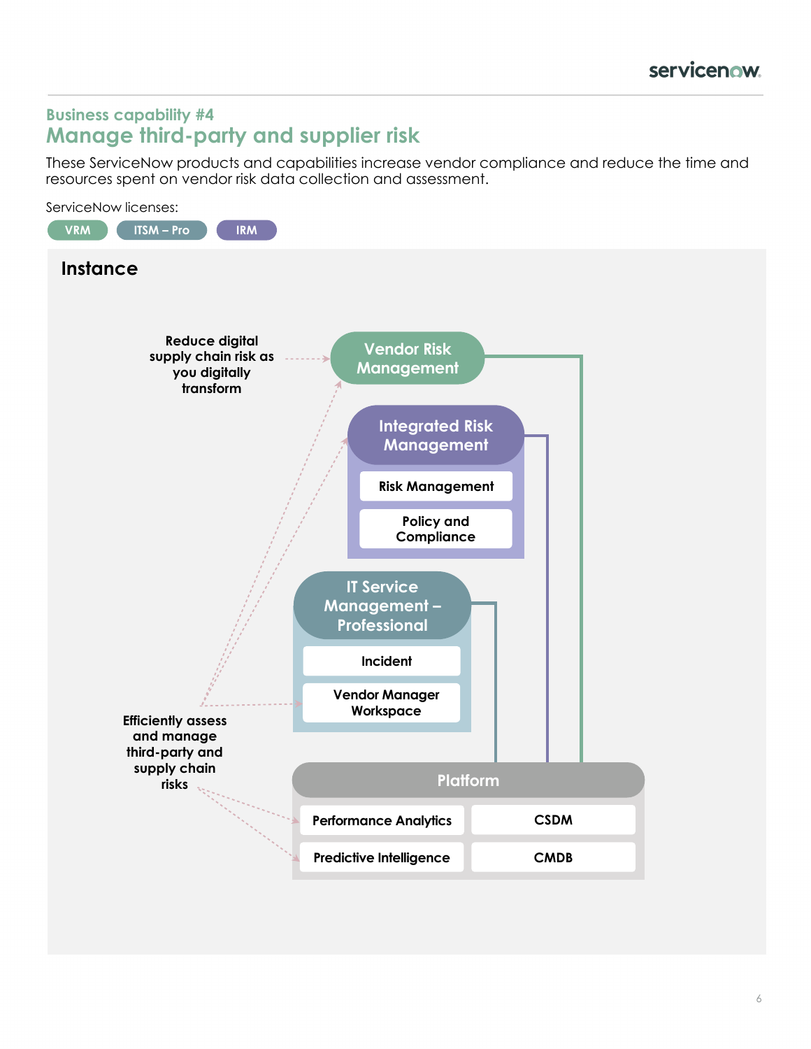## Business capability #4

# Manage third-party and supplier risk

These ServiceNow products and capabilities increase vendor compliance and reduce the time and resources spent on vendor risk data collection and assessment.

ServiceNow licenses:

VRM | ITSM – Pro | IRM

### Instance

**Reduce digital supply chain risk as you digitally transform**

**Vendor Risk Management**

**Integrated Risk Management**
- Risk Management
- Policy and Compliance

**IT Service Management – Professional**
- Incident
- Vendor Manager Workspace

**Efficiently assess and manage third-party and supply chain risks**

**Platform**
- Performance Analytics
- CSDM
- Predictive Intelligence
- CMDB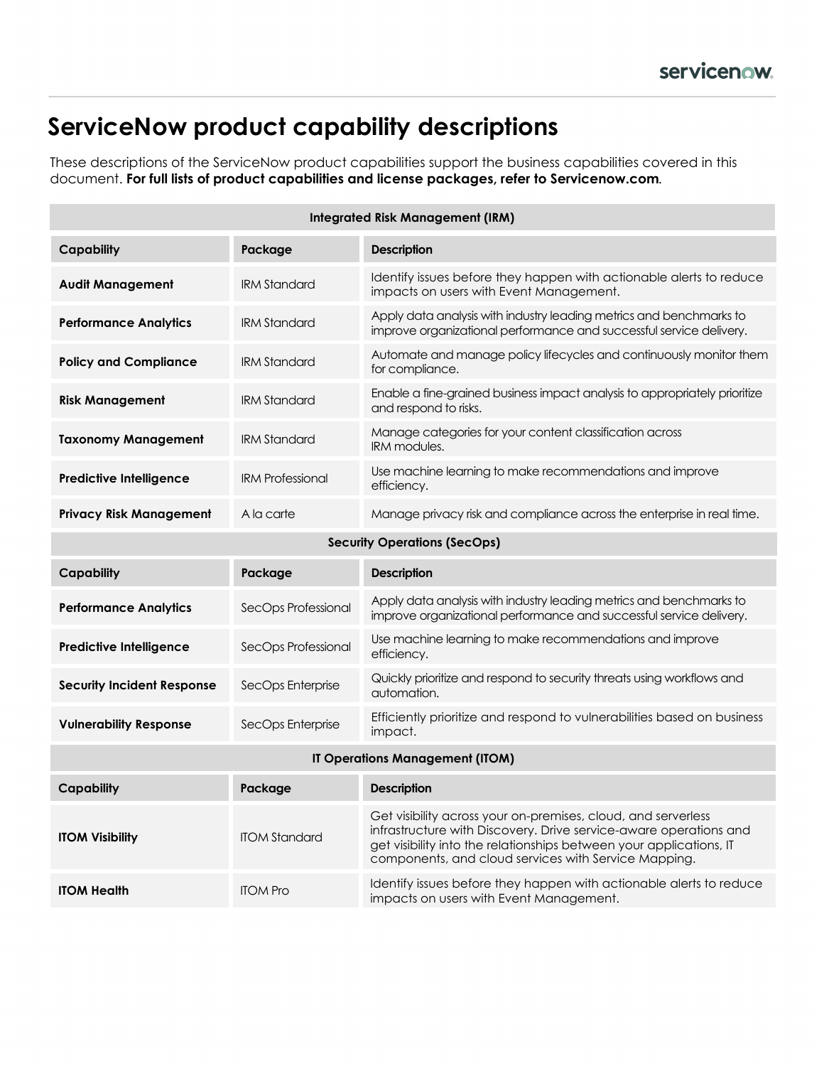# ServiceNow product capability descriptions

These descriptions of the ServiceNow product capabilities support the business capabilities covered in this document. **For full lists of product capabilities and license packages, refer to Servicenow.com**.

| Integrated Risk Management (IRM) | | |
|---|---|---|
| **Capability** | **Package** | **Description** |
| **Audit Management** | IRM Standard | Identify issues before they happen with actionable alerts to reduce impacts on users with Event Management. |
| **Performance Analytics** | IRM Standard | Apply data analysis with industry leading metrics and benchmarks to improve organizational performance and successful service delivery. |
| **Policy and Compliance** | IRM Standard | Automate and manage policy lifecycles and continuously monitor them for compliance. |
| **Risk Management** | IRM Standard | Enable a fine-grained business impact analysis to appropriately prioritize and respond to risks. |
| **Taxonomy Management** | IRM Standard | Manage categories for your content classification across IRM modules. |
| **Predictive Intelligence** | IRM Professional | Use machine learning to make recommendations and improve efficiency. |
| **Privacy Risk Management** | A la carte | Manage privacy risk and compliance across the enterprise in real time. |

| Security Operations (SecOps) | | |
|---|---|---|
| **Capability** | **Package** | **Description** |
| **Performance Analytics** | SecOps Professional | Apply data analysis with industry leading metrics and benchmarks to improve organizational performance and successful service delivery. |
| **Predictive Intelligence** | SecOps Professional | Use machine learning to make recommendations and improve efficiency. |
| **Security Incident Response** | SecOps Enterprise | Quickly prioritize and respond to security threats using workflows and automation. |
| **Vulnerability Response** | SecOps Enterprise | Efficiently prioritize and respond to vulnerabilities based on business impact. |

| IT Operations Management (ITOM) | | |
|---|---|---|
| **Capability** | **Package** | **Description** |
| **ITOM Visibility** | ITOM Standard | Get visibility across your on-premises, cloud, and serverless infrastructure with Discovery. Drive service-aware operations and get visibility into the relationships between your applications, IT components, and cloud services with Service Mapping. |
| **ITOM Health** | ITOM Pro | Identify issues before they happen with actionable alerts to reduce impacts on users with Event Management. |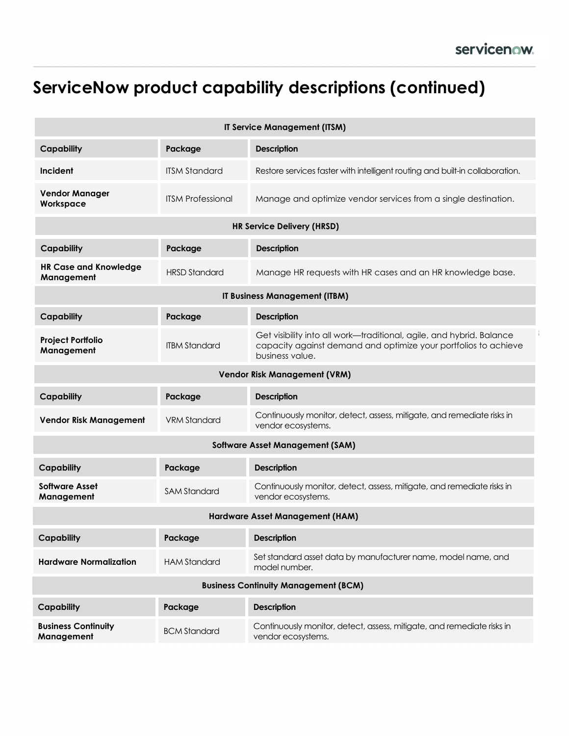# ServiceNow product capability descriptions (continued)

| IT Service Management (ITSM) | | |
|---|---|---|
| **Capability** | **Package** | **Description** |
| **Incident** | ITSM Standard | Restore services faster with intelligent routing and built-in collaboration. |
| **Vendor Manager Workspace** | ITSM Professional | Manage and optimize vendor services from a single destination. |

| HR Service Delivery (HRSD) | | |
|---|---|---|
| **Capability** | **Package** | **Description** |
| **HR Case and Knowledge Management** | HRSD Standard | Manage HR requests with HR cases and an HR knowledge base. |

| IT Business Management (ITBM) | | |
|---|---|---|
| **Capability** | **Package** | **Description** |
| **Project Portfolio Management** | ITBM Standard | Get visibility into all work—traditional, agile, and hybrid. Balance capacity against demand and optimize your portfolios to achieve business value. |

| Vendor Risk Management (VRM) | | |
|---|---|---|
| **Capability** | **Package** | **Description** |
| **Vendor Risk Management** | VRM Standard | Continuously monitor, detect, assess, mitigate, and remediate risks in vendor ecosystems. |

| Software Asset Management (SAM) | | |
|---|---|---|
| **Capability** | **Package** | **Description** |
| **Software Asset Management** | SAM Standard | Continuously monitor, detect, assess, mitigate, and remediate risks in vendor ecosystems. |

| Hardware Asset Management (HAM) | | |
|---|---|---|
| **Capability** | **Package** | **Description** |
| **Hardware Normalization** | HAM Standard | Set standard asset data by manufacturer name, model name, and model number. |

| Business Continuity Management (BCM) | | |
|---|---|---|
| **Capability** | **Package** | **Description** |
| **Business Continuity Management** | BCM Standard | Continuously monitor, detect, assess, mitigate, and remediate risks in vendor ecosystems. |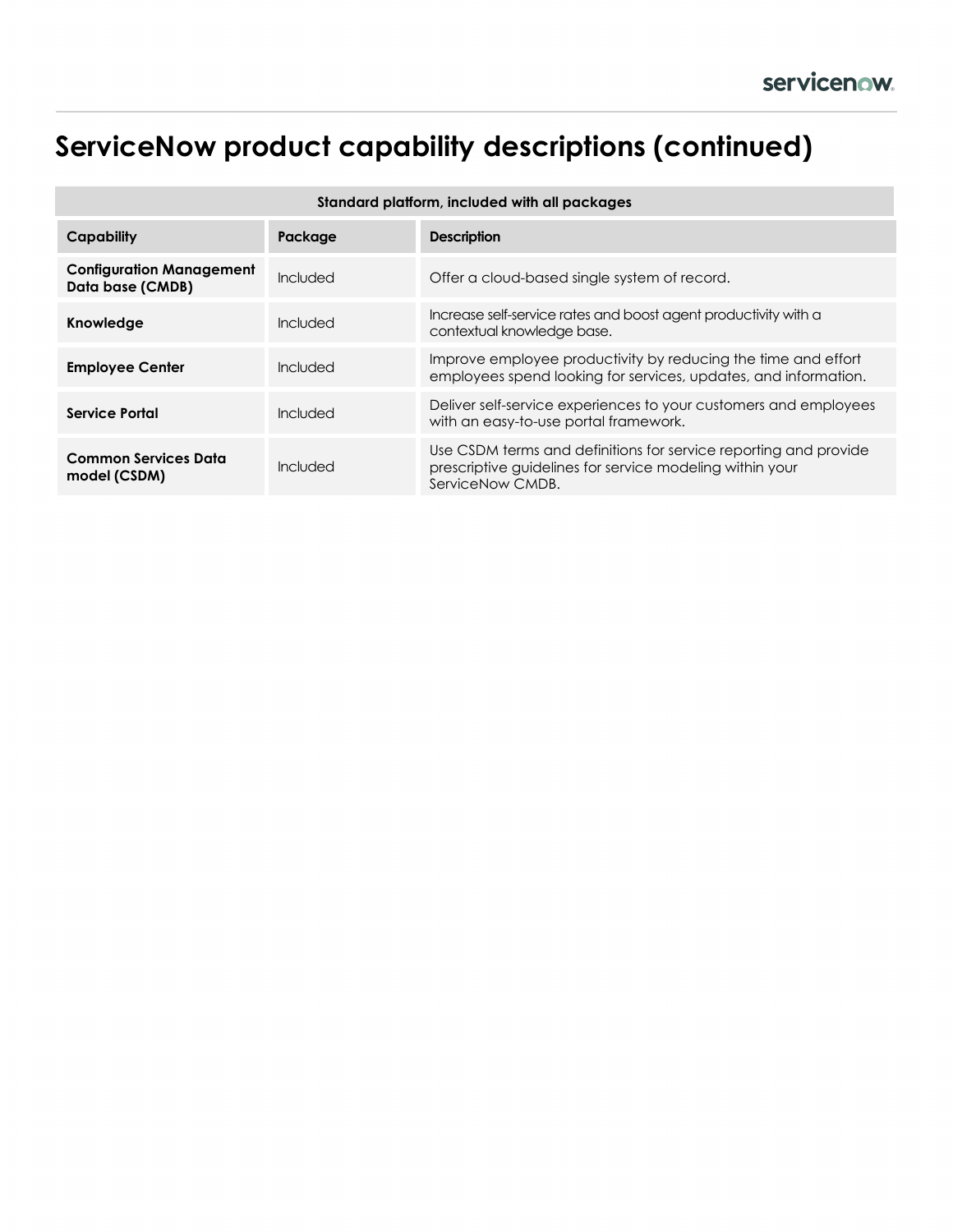# ServiceNow product capability descriptions (continued)

| Standard platform, included with all packages | | |
|---|---|---|
| **Capability** | **Package** | **Description** |
| **Configuration Management Data base (CMDB)** | Included | Offer a cloud-based single system of record. |
| **Knowledge** | Included | Increase self-service rates and boost agent productivity with a contextual knowledge base. |
| **Employee Center** | Included | Improve employee productivity by reducing the time and effort employees spend looking for services, updates, and information. |
| **Service Portal** | Included | Deliver self-service experiences to your customers and employees with an easy-to-use portal framework. |
| **Common Services Data model (CSDM)** | Included | Use CSDM terms and definitions for service reporting and provide prescriptive guidelines for service modeling within your ServiceNow CMDB. |